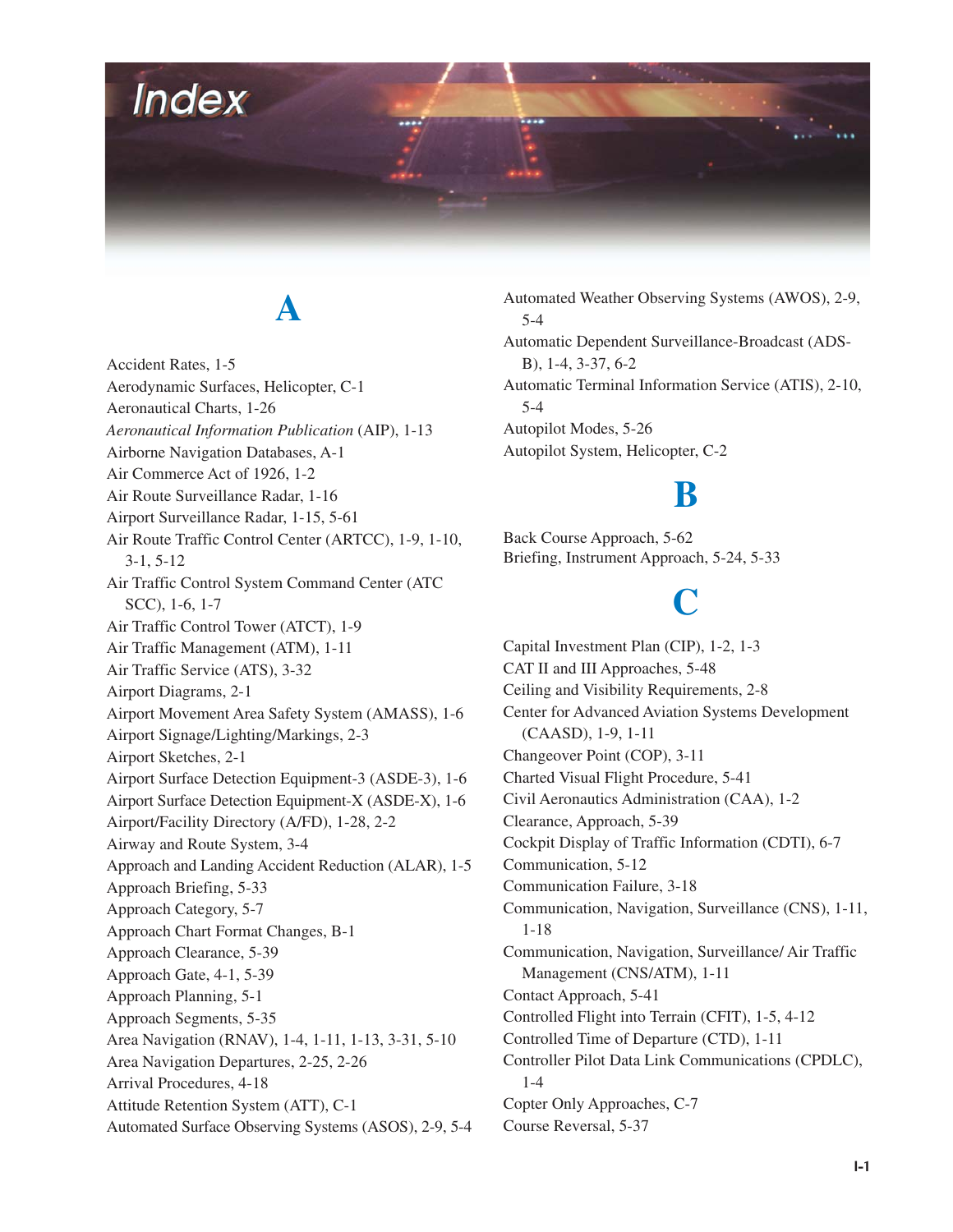# Index

## A

Accident Rates, 1-5
Aerodynamic Surfaces, Helicopter, C-1
Aeronautical Charts, 1-26
*Aeronautical Information Publication* (AIP), 1-13
Airborne Navigation Databases, A-1
Air Commerce Act of 1926, 1-2
Air Route Surveillance Radar, 1-16
Airport Surveillance Radar, 1-15, 5-61
Air Route Traffic Control Center (ARTCC), 1-9, 1-10, 3-1, 5-12
Air Traffic Control System Command Center (ATC SCC), 1-6, 1-7
Air Traffic Control Tower (ATCT), 1-9
Air Traffic Management (ATM), 1-11
Air Traffic Service (ATS), 3-32
Airport Diagrams, 2-1
Airport Movement Area Safety System (AMASS), 1-6
Airport Signage/Lighting/Markings, 2-3
Airport Sketches, 2-1
Airport Surface Detection Equipment-3 (ASDE-3), 1-6
Airport Surface Detection Equipment-X (ASDE-X), 1-6
Airport/Facility Directory (A/FD), 1-28, 2-2
Airway and Route System, 3-4
Approach and Landing Accident Reduction (ALAR), 1-5
Approach Briefing, 5-33
Approach Category, 5-7
Approach Chart Format Changes, B-1
Approach Clearance, 5-39
Approach Gate, 4-1, 5-39
Approach Planning, 5-1
Approach Segments, 5-35
Area Navigation (RNAV), 1-4, 1-11, 1-13, 3-31, 5-10
Area Navigation Departures, 2-25, 2-26
Arrival Procedures, 4-18
Attitude Retention System (ATT), C-1
Automated Surface Observing Systems (ASOS), 2-9, 5-4
Automated Weather Observing Systems (AWOS), 2-9, 5-4
Automatic Dependent Surveillance-Broadcast (ADS-B), 1-4, 3-37, 6-2
Automatic Terminal Information Service (ATIS), 2-10, 5-4
Autopilot Modes, 5-26
Autopilot System, Helicopter, C-2

## B

Back Course Approach, 5-62
Briefing, Instrument Approach, 5-24, 5-33

## C

Capital Investment Plan (CIP), 1-2, 1-3
CAT II and III Approaches, 5-48
Ceiling and Visibility Requirements, 2-8
Center for Advanced Aviation Systems Development (CAASD), 1-9, 1-11
Changeover Point (COP), 3-11
Charted Visual Flight Procedure, 5-41
Civil Aeronautics Administration (CAA), 1-2
Clearance, Approach, 5-39
Cockpit Display of Traffic Information (CDTI), 6-7
Communication, 5-12
Communication Failure, 3-18
Communication, Navigation, Surveillance (CNS), 1-11, 1-18
Communication, Navigation, Surveillance/ Air Traffic Management (CNS/ATM), 1-11
Contact Approach, 5-41
Controlled Flight into Terrain (CFIT), 1-5, 4-12
Controlled Time of Departure (CTD), 1-11
Controller Pilot Data Link Communications (CPDLC), 1-4
Copter Only Approaches, C-7
Course Reversal, 5-37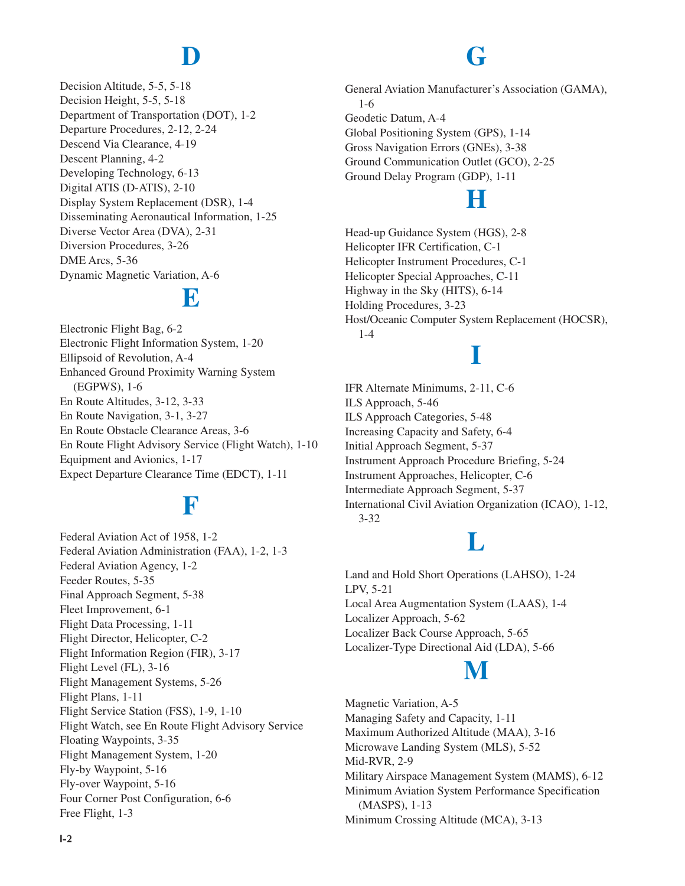# D

Decision Altitude, 5-5, 5-18
Decision Height, 5-5, 5-18
Department of Transportation (DOT), 1-2
Departure Procedures, 2-12, 2-24
Descend Via Clearance, 4-19
Descent Planning, 4-2
Developing Technology, 6-13
Digital ATIS (D-ATIS), 2-10
Display System Replacement (DSR), 1-4
Disseminating Aeronautical Information, 1-25
Diverse Vector Area (DVA), 2-31
Diversion Procedures, 3-26
DME Arcs, 5-36
Dynamic Magnetic Variation, A-6

# E

Electronic Flight Bag, 6-2
Electronic Flight Information System, 1-20
Ellipsoid of Revolution, A-4
Enhanced Ground Proximity Warning System (EGPWS), 1-6
En Route Altitudes, 3-12, 3-33
En Route Navigation, 3-1, 3-27
En Route Obstacle Clearance Areas, 3-6
En Route Flight Advisory Service (Flight Watch), 1-10
Equipment and Avionics, 1-17
Expect Departure Clearance Time (EDCT), 1-11

# F

Federal Aviation Act of 1958, 1-2
Federal Aviation Administration (FAA), 1-2, 1-3
Federal Aviation Agency, 1-2
Feeder Routes, 5-35
Final Approach Segment, 5-38
Fleet Improvement, 6-1
Flight Data Processing, 1-11
Flight Director, Helicopter, C-2
Flight Information Region (FIR), 3-17
Flight Level (FL), 3-16
Flight Management Systems, 5-26
Flight Plans, 1-11
Flight Service Station (FSS), 1-9, 1-10
Flight Watch, see En Route Flight Advisory Service
Floating Waypoints, 3-35
Flight Management System, 1-20
Fly-by Waypoint, 5-16
Fly-over Waypoint, 5-16
Four Corner Post Configuration, 6-6
Free Flight, 1-3

# G

General Aviation Manufacturer's Association (GAMA), 1-6
Geodetic Datum, A-4
Global Positioning System (GPS), 1-14
Gross Navigation Errors (GNEs), 3-38
Ground Communication Outlet (GCO), 2-25
Ground Delay Program (GDP), 1-11

# H

Head-up Guidance System (HGS), 2-8
Helicopter IFR Certification, C-1
Helicopter Instrument Procedures, C-1
Helicopter Special Approaches, C-11
Highway in the Sky (HITS), 6-14
Holding Procedures, 3-23
Host/Oceanic Computer System Replacement (HOCSR), 1-4

# I

IFR Alternate Minimums, 2-11, C-6
ILS Approach, 5-46
ILS Approach Categories, 5-48
Increasing Capacity and Safety, 6-4
Initial Approach Segment, 5-37
Instrument Approach Procedure Briefing, 5-24
Instrument Approaches, Helicopter, C-6
Intermediate Approach Segment, 5-37
International Civil Aviation Organization (ICAO), 1-12, 3-32

# L

Land and Hold Short Operations (LAHSO), 1-24
LPV, 5-21
Local Area Augmentation System (LAAS), 1-4
Localizer Approach, 5-62
Localizer Back Course Approach, 5-65
Localizer-Type Directional Aid (LDA), 5-66

# M

Magnetic Variation, A-5
Managing Safety and Capacity, 1-11
Maximum Authorized Altitude (MAA), 3-16
Microwave Landing System (MLS), 5-52
Mid-RVR, 2-9
Military Airspace Management System (MAMS), 6-12
Minimum Aviation System Performance Specification (MASPS), 1-13
Minimum Crossing Altitude (MCA), 3-13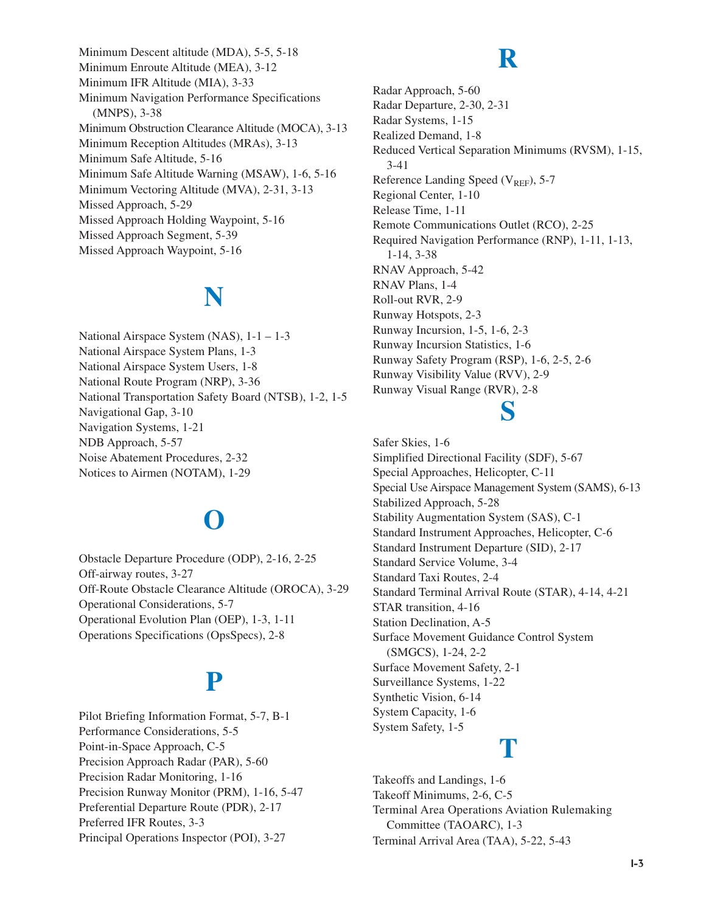Minimum Descent altitude (MDA), 5-5, 5-18
Minimum Enroute Altitude (MEA), 3-12
Minimum IFR Altitude (MIA), 3-33
Minimum Navigation Performance Specifications (MNPS), 3-38
Minimum Obstruction Clearance Altitude (MOCA), 3-13
Minimum Reception Altitudes (MRAs), 3-13
Minimum Safe Altitude, 5-16
Minimum Safe Altitude Warning (MSAW), 1-6, 5-16
Minimum Vectoring Altitude (MVA), 2-31, 3-13
Missed Approach, 5-29
Missed Approach Holding Waypoint, 5-16
Missed Approach Segment, 5-39
Missed Approach Waypoint, 5-16

# N

National Airspace System (NAS), 1-1 – 1-3
National Airspace System Plans, 1-3
National Airspace System Users, 1-8
National Route Program (NRP), 3-36
National Transportation Safety Board (NTSB), 1-2, 1-5
Navigational Gap, 3-10
Navigation Systems, 1-21
NDB Approach, 5-57
Noise Abatement Procedures, 2-32
Notices to Airmen (NOTAM), 1-29

# O

Obstacle Departure Procedure (ODP), 2-16, 2-25
Off-airway routes, 3-27
Off-Route Obstacle Clearance Altitude (OROCA), 3-29
Operational Considerations, 5-7
Operational Evolution Plan (OEP), 1-3, 1-11
Operations Specifications (OpsSpecs), 2-8

# P

Pilot Briefing Information Format, 5-7, B-1
Performance Considerations, 5-5
Point-in-Space Approach, C-5
Precision Approach Radar (PAR), 5-60
Precision Radar Monitoring, 1-16
Precision Runway Monitor (PRM), 1-16, 5-47
Preferential Departure Route (PDR), 2-17
Preferred IFR Routes, 3-3
Principal Operations Inspector (POI), 3-27

# R

Radar Approach, 5-60
Radar Departure, 2-30, 2-31
Radar Systems, 1-15
Realized Demand, 1-8
Reduced Vertical Separation Minimums (RVSM), 1-15, 3-41
Reference Landing Speed ($V_{REF}$), 5-7
Regional Center, 1-10
Release Time, 1-11
Remote Communications Outlet (RCO), 2-25
Required Navigation Performance (RNP), 1-11, 1-13, 1-14, 3-38
RNAV Approach, 5-42
RNAV Plans, 1-4
Roll-out RVR, 2-9
Runway Hotspots, 2-3
Runway Incursion, 1-5, 1-6, 2-3
Runway Incursion Statistics, 1-6
Runway Safety Program (RSP), 1-6, 2-5, 2-6
Runway Visibility Value (RVV), 2-9
Runway Visual Range (RVR), 2-8

# S

Safer Skies, 1-6
Simplified Directional Facility (SDF), 5-67
Special Approaches, Helicopter, C-11
Special Use Airspace Management System (SAMS), 6-13
Stabilized Approach, 5-28
Stability Augmentation System (SAS), C-1
Standard Instrument Approaches, Helicopter, C-6
Standard Instrument Departure (SID), 2-17
Standard Service Volume, 3-4
Standard Taxi Routes, 2-4
Standard Terminal Arrival Route (STAR), 4-14, 4-21
STAR transition, 4-16
Station Declination, A-5
Surface Movement Guidance Control System (SMGCS), 1-24, 2-2
Surface Movement Safety, 2-1
Surveillance Systems, 1-22
Synthetic Vision, 6-14
System Capacity, 1-6
System Safety, 1-5

# T

Takeoffs and Landings, 1-6
Takeoff Minimums, 2-6, C-5
Terminal Area Operations Aviation Rulemaking Committee (TAOARC), 1-3
Terminal Arrival Area (TAA), 5-22, 5-43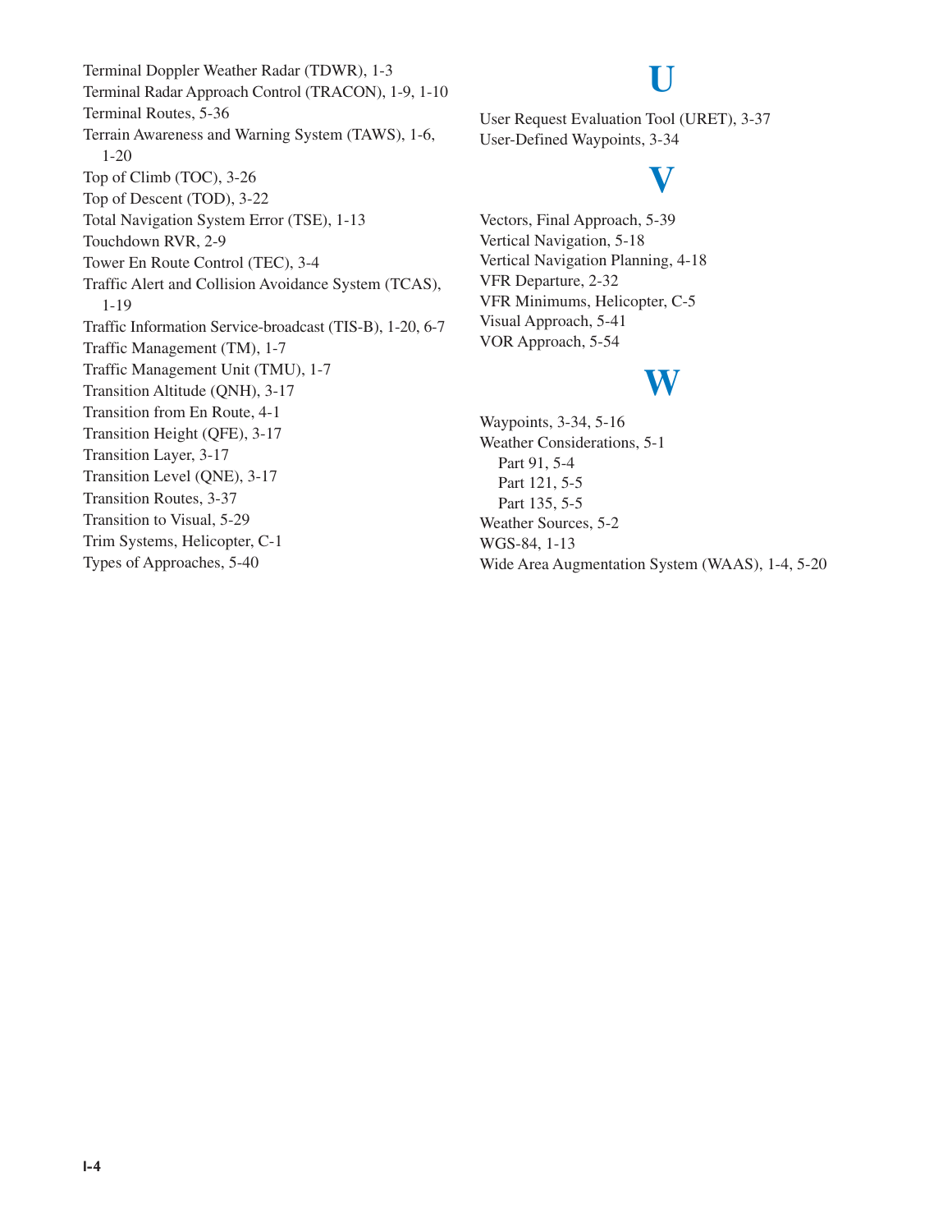Terminal Doppler Weather Radar (TDWR), 1-3
Terminal Radar Approach Control (TRACON), 1-9, 1-10
Terminal Routes, 5-36
Terrain Awareness and Warning System (TAWS), 1-6, 1-20
Top of Climb (TOC), 3-26
Top of Descent (TOD), 3-22
Total Navigation System Error (TSE), 1-13
Touchdown RVR, 2-9
Tower En Route Control (TEC), 3-4
Traffic Alert and Collision Avoidance System (TCAS), 1-19
Traffic Information Service-broadcast (TIS-B), 1-20, 6-7
Traffic Management (TM), 1-7
Traffic Management Unit (TMU), 1-7
Transition Altitude (QNH), 3-17
Transition from En Route, 4-1
Transition Height (QFE), 3-17
Transition Layer, 3-17
Transition Level (QNE), 3-17
Transition Routes, 3-37
Transition to Visual, 5-29
Trim Systems, Helicopter, C-1
Types of Approaches, 5-40

# U

User Request Evaluation Tool (URET), 3-37
User-Defined Waypoints, 3-34

# V

Vectors, Final Approach, 5-39
Vertical Navigation, 5-18
Vertical Navigation Planning, 4-18
VFR Departure, 2-32
VFR Minimums, Helicopter, C-5
Visual Approach, 5-41
VOR Approach, 5-54

# W

Waypoints, 3-34, 5-16
Weather Considerations, 5-1
  Part 91, 5-4
  Part 121, 5-5
  Part 135, 5-5
Weather Sources, 5-2
WGS-84, 1-13
Wide Area Augmentation System (WAAS), 1-4, 5-20